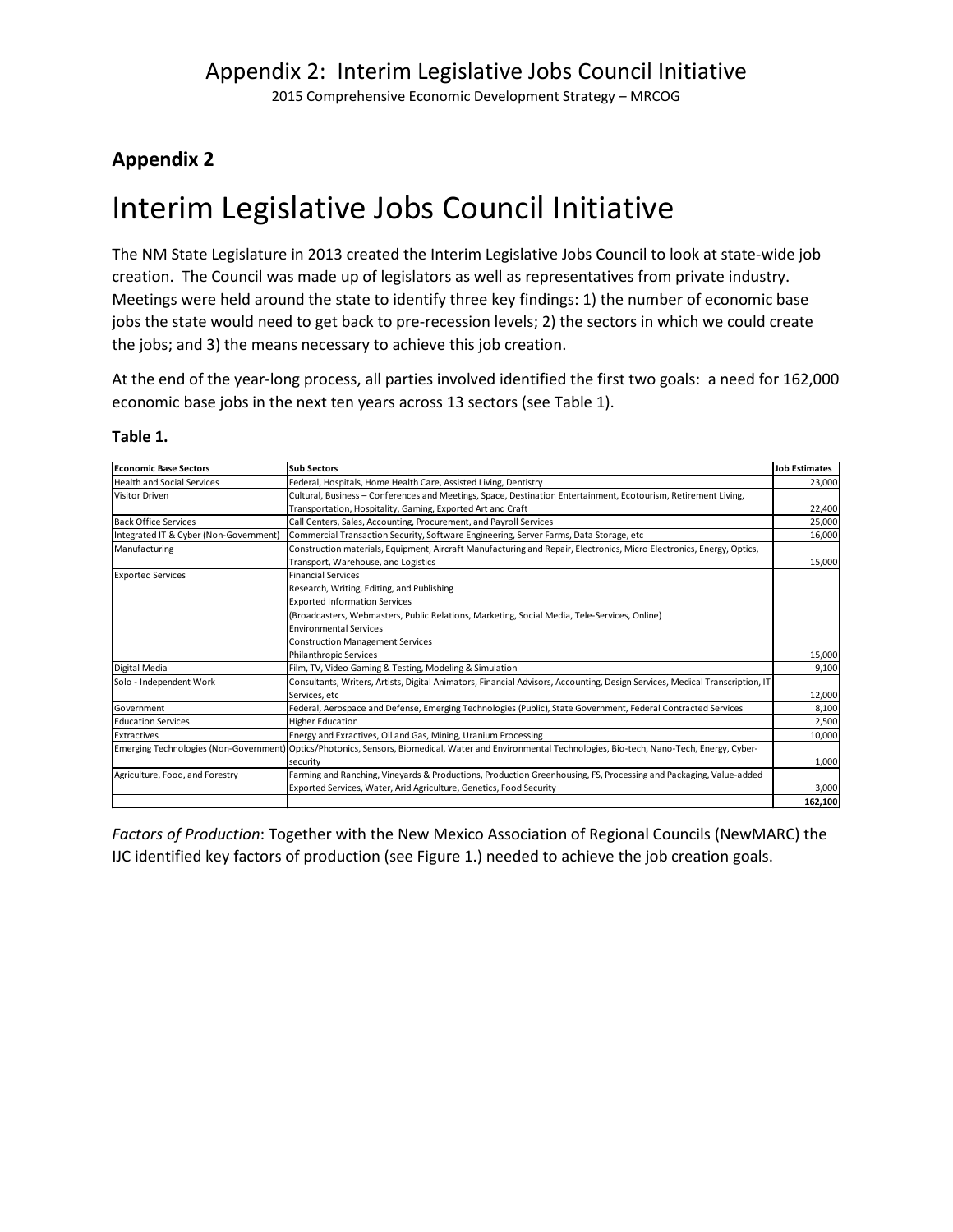## Appendix 2

# Interim Legislative Jobs Council Initiative

The NM State Legislature in 2013 created the Interim Legislative Jobs Council to look at state-wide job creation. The Council was made up of legislators as well as representatives from private industry. Meetings were held around the state to identify three key findings: 1) the number of economic base jobs the state would need to get back to pre-recession levels; 2) the sectors in which we could create the jobs; and 3) the means necessary to achieve this job creation.

At the end of the year-long process, all parties involved identified the first two goals: a need for 162,000 economic base jobs in the next ten years across 13 sectors (see Table 1).

**Table 1.**

| Economic Base Sectors | Sub Sectors | Job Estimates |
|---|---|---|
| Health and Social Services | Federal, Hospitals, Home Health Care, Assisted Living, Dentistry | 23,000 |
| Visitor Driven | Cultural, Business – Conferences and Meetings, Space, Destination Entertainment, Ecotourism, Retirement Living, Transportation, Hospitality, Gaming, Exported Art and Craft | 22,400 |
| Back Office Services | Call Centers, Sales, Accounting, Procurement, and Payroll Services | 25,000 |
| Integrated IT & Cyber (Non-Government) | Commercial Transaction Security, Software Engineering, Server Farms, Data Storage, etc | 16,000 |
| Manufacturing | Construction materials, Equipment, Aircraft Manufacturing and Repair, Electronics, Micro Electronics, Energy, Optics, Transport, Warehouse, and Logistics | 15,000 |
| Exported Services | Financial Services<br>Research, Writing, Editing, and Publishing<br>Exported Information Services<br>(Broadcasters, Webmasters, Public Relations, Marketing, Social Media, Tele-Services, Online)<br>Environmental Services<br>Construction Management Services<br>Philanthropic Services | 15,000 |
| Digital Media | Film, TV, Video Gaming & Testing, Modeling & Simulation | 9,100 |
| Solo - Independent Work | Consultants, Writers, Artists, Digital Animators, Financial Advisors, Accounting, Design Services, Medical Transcription, IT Services, etc | 12,000 |
| Government | Federal, Aerospace and Defense, Emerging Technologies (Public), State Government, Federal Contracted Services | 8,100 |
| Education Services | Higher Education | 2,500 |
| Extractives | Energy and Exractives, Oil and Gas, Mining, Uranium Processing | 10,000 |
| Emerging Technologies (Non-Government) | Optics/Photonics, Sensors, Biomedical, Water and Environmental Technologies, Bio-tech, Nano-Tech, Energy, Cyber-security | 1,000 |
| Agriculture, Food, and Forestry | Farming and Ranching, Vineyards & Productions, Production Greenhousing, FS, Processing and Packaging, Value-added Exported Services, Water, Arid Agriculture, Genetics, Food Security | 3,000 |
| | | **162,100** |

*Factors of Production*: Together with the New Mexico Association of Regional Councils (NewMARC) the IJC identified key factors of production (see Figure 1.) needed to achieve the job creation goals.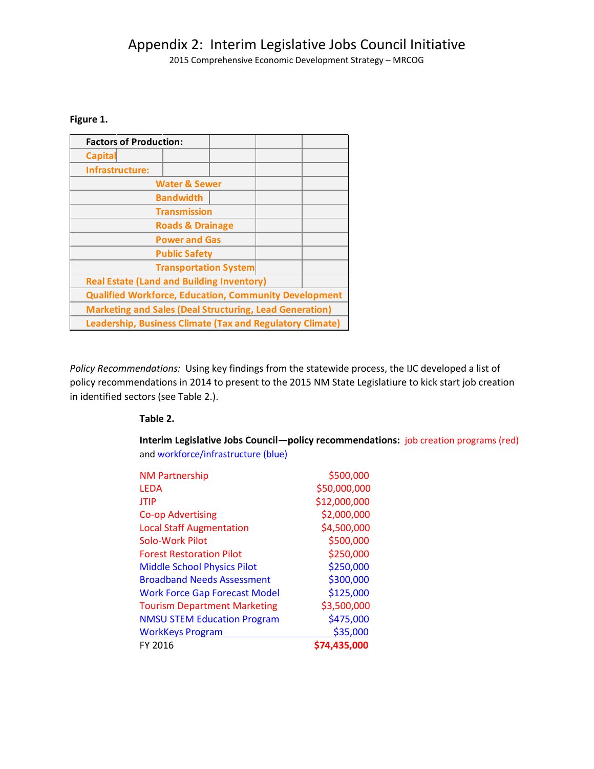# Appendix 2: Interim Legislative Jobs Council Initiative

2015 Comprehensive Economic Development Strategy – MRCOG

**Figure 1.**

| **Factors of Production:** |
|---|
| Capital |
| Infrastructure: |
| Water & Sewer |
| Bandwidth |
| Transmission |
| Roads & Drainage |
| Power and Gas |
| Public Safety |
| Transportation System |
| Real Estate (Land and Building Inventory) |
| Qualified Workforce, Education, Community Development |
| Marketing and Sales (Deal Structuring, Lead Generation) |
| Leadership, Business Climate (Tax and Regulatory Climate) |

*Policy Recommendations:* Using key findings from the statewide process, the IJC developed a list of policy recommendations in 2014 to present to the 2015 NM State Legislatiure to kick start job creation in identified sectors (see Table 2.).

**Table 2.**

**Interim Legislative Jobs Council—policy recommendations:** job creation programs (red) and workforce/infrastructure (blue)

| Program | Amount |
|---|---|
| NM Partnership | $500,000 |
| LEDA | $50,000,000 |
| JTIP | $12,000,000 |
| Co-op Advertising | $2,000,000 |
| Local Staff Augmentation | $4,500,000 |
| Solo-Work Pilot | $500,000 |
| Forest Restoration Pilot | $250,000 |
| Middle School Physics Pilot | $250,000 |
| Broadband Needs Assessment | $300,000 |
| Work Force Gap Forecast Model | $125,000 |
| Tourism Department Marketing | $3,500,000 |
| NMSU STEM Education Program | $475,000 |
| WorkKeys Program | $35,000 |
| FY 2016 | **$74,435,000** |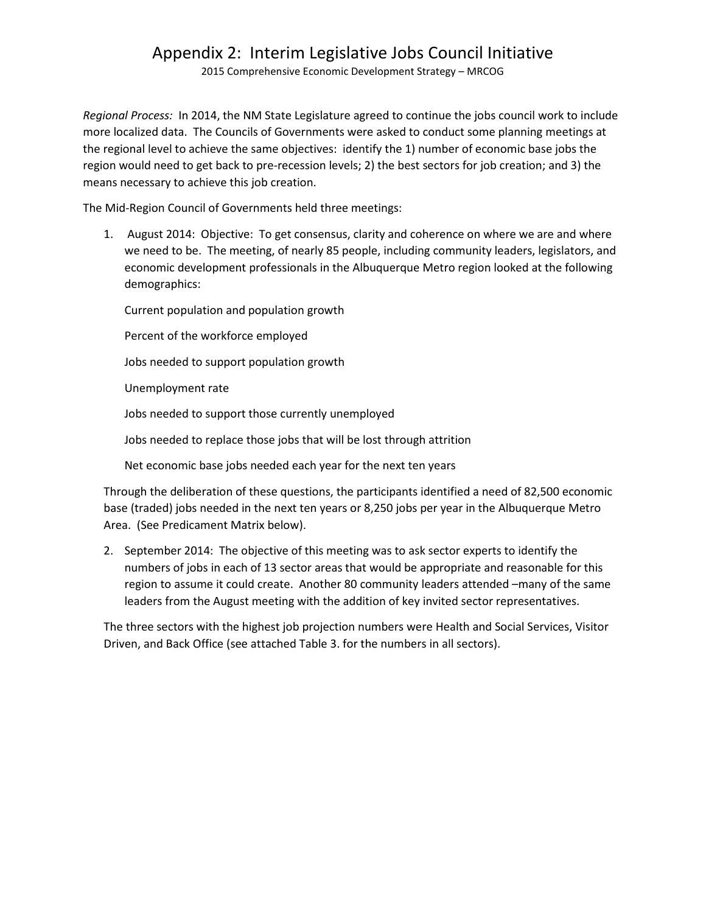# Appendix 2: Interim Legislative Jobs Council Initiative

2015 Comprehensive Economic Development Strategy – MRCOG

*Regional Process:* In 2014, the NM State Legislature agreed to continue the jobs council work to include more localized data. The Councils of Governments were asked to conduct some planning meetings at the regional level to achieve the same objectives: identify the 1) number of economic base jobs the region would need to get back to pre-recession levels; 2) the best sectors for job creation; and 3) the means necessary to achieve this job creation.

The Mid-Region Council of Governments held three meetings:

1. August 2014: Objective: To get consensus, clarity and coherence on where we are and where we need to be. The meeting, of nearly 85 people, including community leaders, legislators, and economic development professionals in the Albuquerque Metro region looked at the following demographics:

   Current population and population growth

   Percent of the workforce employed

   Jobs needed to support population growth

   Unemployment rate

   Jobs needed to support those currently unemployed

   Jobs needed to replace those jobs that will be lost through attrition

   Net economic base jobs needed each year for the next ten years

   Through the deliberation of these questions, the participants identified a need of 82,500 economic base (traded) jobs needed in the next ten years or 8,250 jobs per year in the Albuquerque Metro Area. (See Predicament Matrix below).

2. September 2014: The objective of this meeting was to ask sector experts to identify the numbers of jobs in each of 13 sector areas that would be appropriate and reasonable for this region to assume it could create. Another 80 community leaders attended –many of the same leaders from the August meeting with the addition of key invited sector representatives.

   The three sectors with the highest job projection numbers were Health and Social Services, Visitor Driven, and Back Office (see attached Table 3. for the numbers in all sectors).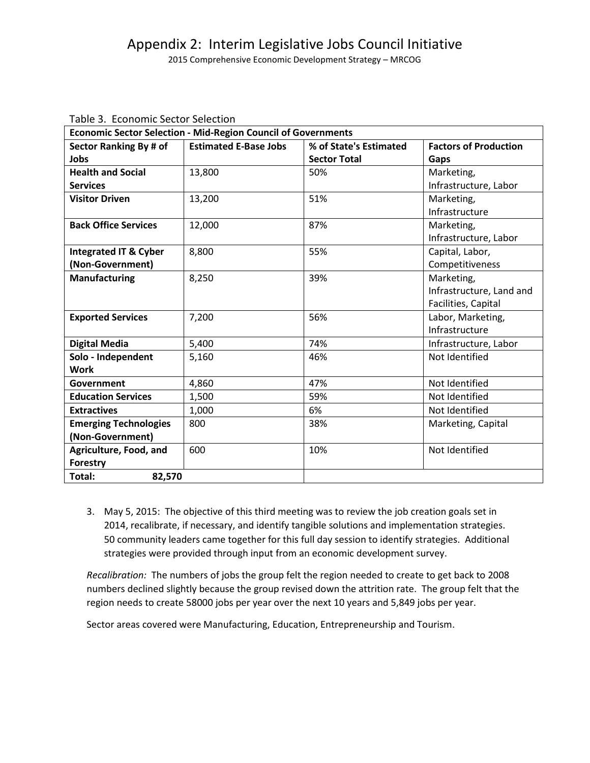# Appendix 2: Interim Legislative Jobs Council Initiative

2015 Comprehensive Economic Development Strategy – MRCOG

Table 3. Economic Sector Selection

| Economic Sector Selection - Mid-Region Council of Governments | | | |
|---|---|---|---|
| **Sector Ranking By # of Jobs** | **Estimated E-Base Jobs** | **% of State's Estimated Sector Total** | **Factors of Production Gaps** |
| **Health and Social Services** | 13,800 | 50% | Marketing, Infrastructure, Labor |
| **Visitor Driven** | 13,200 | 51% | Marketing, Infrastructure |
| **Back Office Services** | 12,000 | 87% | Marketing, Infrastructure, Labor |
| **Integrated IT & Cyber (Non-Government)** | 8,800 | 55% | Capital, Labor, Competitiveness |
| **Manufacturing** | 8,250 | 39% | Marketing, Infrastructure, Land and Facilities, Capital |
| **Exported Services** | 7,200 | 56% | Labor, Marketing, Infrastructure |
| **Digital Media** | 5,400 | 74% | Infrastructure, Labor |
| **Solo - Independent Work** | 5,160 | 46% | Not Identified |
| **Government** | 4,860 | 47% | Not Identified |
| **Education Services** | 1,500 | 59% | Not Identified |
| **Extractives** | 1,000 | 6% | Not Identified |
| **Emerging Technologies (Non-Government)** | 800 | 38% | Marketing, Capital |
| **Agriculture, Food, and Forestry** | 600 | 10% | Not Identified |
| **Total:** | **82,570** | | |

3. May 5, 2015: The objective of this third meeting was to review the job creation goals set in 2014, recalibrate, if necessary, and identify tangible solutions and implementation strategies. 50 community leaders came together for this full day session to identify strategies. Additional strategies were provided through input from an economic development survey.

*Recalibration:* The numbers of jobs the group felt the region needed to create to get back to 2008 numbers declined slightly because the group revised down the attrition rate. The group felt that the region needs to create 58000 jobs per year over the next 10 years and 5,849 jobs per year.

Sector areas covered were Manufacturing, Education, Entrepreneurship and Tourism.